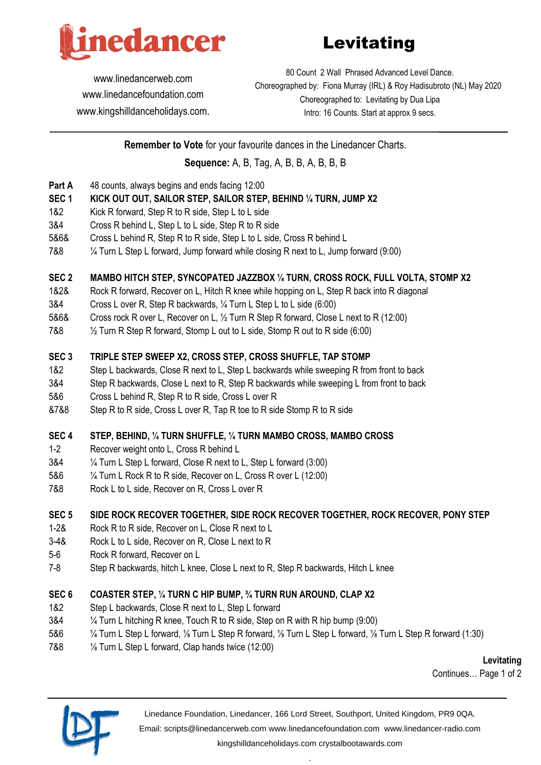# Levitating

www.linedancerweb.com
www.linedancefoundation.com
www.kingshilldanceholidays.com.

80 Count 2 Wall Phrased Advanced Level Dance.
Choreographed by: Fiona Murray (IRL) & Roy Hadisubroto (NL) May 2020
Choreographed to: Levitating by Dua Lipa
Intro: 16 Counts. Start at approx 9 secs.

**Remember to Vote** for your favourite dances in the Linedancer Charts.

**Sequence:** A, B, Tag, A, B, B, A, B, B, B

**Part A** 48 counts, always begins and ends facing 12:00

**SEC 1 KICK OUT OUT, SAILOR STEP, SAILOR STEP, BEHIND ¼ TURN, JUMP X2**

| | |
|---|---|
| 1&2 | Kick R forward, Step R to R side, Step L to L side |
| 3&4 | Cross R behind L, Step L to L side, Step R to R side |
| 5&6& | Cross L behind R, Step R to R side, Step L to L side, Cross R behind L |
| 7&8 | ¼ Turn L Step L forward, Jump forward while closing R next to L, Jump forward (9:00) |

**SEC 2 MAMBO HITCH STEP, SYNCOPATED JAZZBOX ¼ TURN, CROSS ROCK, FULL VOLTA, STOMP X2**

| | |
|---|---|
| 1&2& | Rock R forward, Recover on L, Hitch R knee while hopping on L, Step R back into R diagonal |
| 3&4 | Cross L over R, Step R backwards, ¼ Turn L Step L to L side (6:00) |
| 5&6& | Cross rock R over L, Recover on L, ½ Turn R Step R forward, Close L next to R (12:00) |
| 7&8 | ½ Turn R Step R forward, Stomp L out to L side, Stomp R out to R side (6:00) |

**SEC 3 TRIPLE STEP SWEEP X2, CROSS STEP, CROSS SHUFFLE, TAP STOMP**

| | |
|---|---|
| 1&2 | Step L backwards, Close R next to L, Step L backwards while sweeping R from front to back |
| 3&4 | Step R backwards, Close L next to R, Step R backwards while sweeping L from front to back |
| 5&6 | Cross L behind R, Step R to R side, Cross L over R |
| &7&8 | Step R to R side, Cross L over R, Tap R toe to R side Stomp R to R side |

**SEC 4 STEP, BEHIND, ¼ TURN SHUFFLE, ¼ TURN MAMBO CROSS, MAMBO CROSS**

| | |
|---|---|
| 1-2 | Recover weight onto L, Cross R behind L |
| 3&4 | ¼ Turn L Step L forward, Close R next to L, Step L forward (3:00) |
| 5&6 | ¼ Turn L Rock R to R side, Recover on L, Cross R over L (12:00) |
| 7&8 | Rock L to L side, Recover on R, Cross L over R |

**SEC 5 SIDE ROCK RECOVER TOGETHER, SIDE ROCK RECOVER TOGETHER, ROCK RECOVER, PONY STEP**

| | |
|---|---|
| 1-2& | Rock R to R side, Recover on L, Close R next to L |
| 3-4& | Rock L to L side, Recover on R, Close L next to R |
| 5-6 | Rock R forward, Recover on L |
| 7-8 | Step R backwards, hitch L knee, Close L next to R, Step R backwards, Hitch L knee |

**SEC 6 COASTER STEP, ¼ TURN C HIP BUMP, ¾ TURN RUN AROUND, CLAP X2**

| | |
|---|---|
| 1&2 | Step L backwards, Close R next to L, Step L forward |
| 3&4 | ¼ Turn L hitching R knee, Touch R to R side, Step on R with R hip bump (9:00) |
| 5&6 | ¼ Turn L Step L forward, ⅛ Turn L Step R forward, ⅛ Turn L Step L forward, ⅛ Turn L Step R forward (1:30) |
| 7&8 | ⅛ Turn L Step L forward, Clap hands twice (12:00) |

**Levitating**
Continues…

Linedance Foundation, Linedancer, 166 Lord Street, Southport, United Kingdom, PR9 0QA.
Email: scripts@linedancerweb.com www.linedancefoundation.com www.linedancer-radio.com
kingshilldanceholidays.com crystalbootawards.com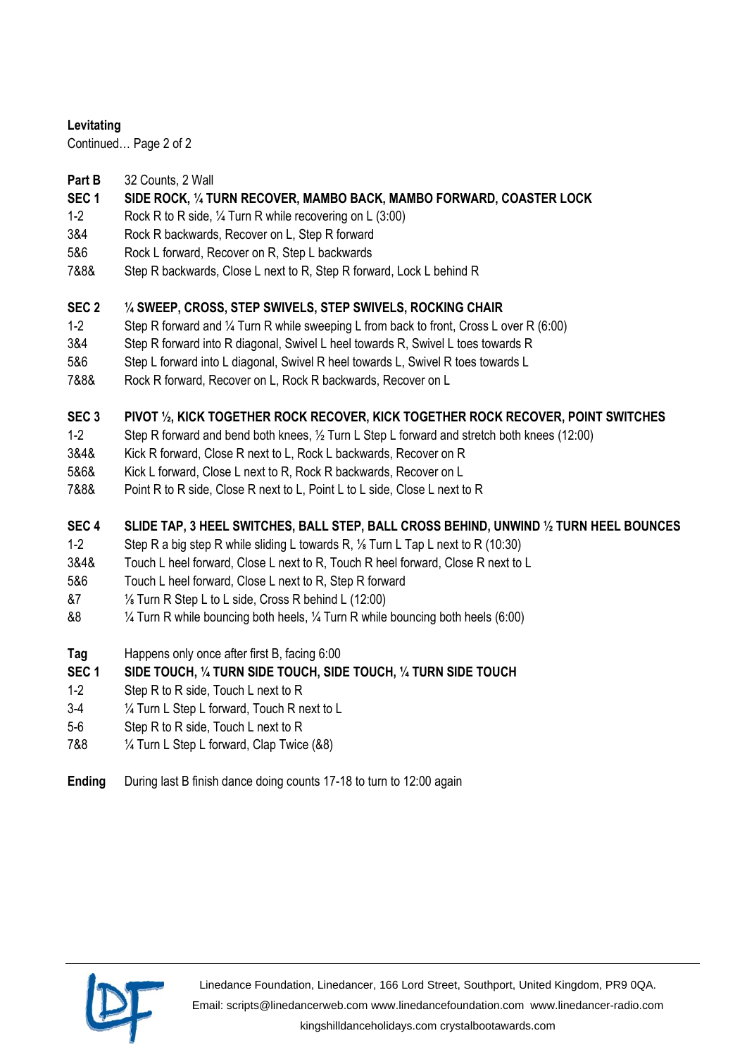**Levitating**
Continued… Page 2 of 2

**Part B** 32 Counts, 2 Wall

**SEC 1 SIDE ROCK, ¼ TURN RECOVER, MAMBO BACK, MAMBO FORWARD, COASTER LOCK**

| | |
|---|---|
| 1-2 | Rock R to R side, ¼ Turn R while recovering on L (3:00) |
| 3&4 | Rock R backwards, Recover on L, Step R forward |
| 5&6 | Rock L forward, Recover on R, Step L backwards |
| 7&8& | Step R backwards, Close L next to R, Step R forward, Lock L behind R |

**SEC 2 ¼ SWEEP, CROSS, STEP SWIVELS, STEP SWIVELS, ROCKING CHAIR**

| | |
|---|---|
| 1-2 | Step R forward and ¼ Turn R while sweeping L from back to front, Cross L over R (6:00) |
| 3&4 | Step R forward into R diagonal, Swivel L heel towards R, Swivel L toes towards R |
| 5&6 | Step L forward into L diagonal, Swivel R heel towards L, Swivel R toes towards L |
| 7&8& | Rock R forward, Recover on L, Rock R backwards, Recover on L |

**SEC 3 PIVOT ½, KICK TOGETHER ROCK RECOVER, KICK TOGETHER ROCK RECOVER, POINT SWITCHES**

| | |
|---|---|
| 1-2 | Step R forward and bend both knees, ½ Turn L Step L forward and stretch both knees (12:00) |
| 3&4& | Kick R forward, Close R next to L, Rock L backwards, Recover on R |
| 5&6& | Kick L forward, Close L next to R, Rock R backwards, Recover on L |
| 7&8& | Point R to R side, Close R next to L, Point L to L side, Close L next to R |

**SEC 4 SLIDE TAP, 3 HEEL SWITCHES, BALL STEP, BALL CROSS BEHIND, UNWIND ½ TURN HEEL BOUNCES**

| | |
|---|---|
| 1-2 | Step R a big step R while sliding L towards R, ⅛ Turn L Tap L next to R (10:30) |
| 3&4& | Touch L heel forward, Close L next to R, Touch R heel forward, Close R next to L |
| 5&6 | Touch L heel forward, Close L next to R, Step R forward |
| &7 | ⅛ Turn R Step L to L side, Cross R behind L (12:00) |
| &8 | ¼ Turn R while bouncing both heels, ¼ Turn R while bouncing both heels (6:00) |

**Tag** Happens only once after first B, facing 6:00

**SEC 1 SIDE TOUCH, ¼ TURN SIDE TOUCH, SIDE TOUCH, ¼ TURN SIDE TOUCH**

| | |
|---|---|
| 1-2 | Step R to R side, Touch L next to R |
| 3-4 | ¼ Turn L Step L forward, Touch R next to L |
| 5-6 | Step R to R side, Touch L next to R |
| 7&8 | ¼ Turn L Step L forward, Clap Twice (&8) |

**Ending** During last B finish dance doing counts 17-18 to turn to 12:00 again

Linedance Foundation, Linedancer, 166 Lord Street, Southport, United Kingdom, PR9 0QA.
Email: scripts@linedancerweb.com www.linedancefoundation.com www.linedancer-radio.com
kingshilldanceholidays.com crystalbootawards.com